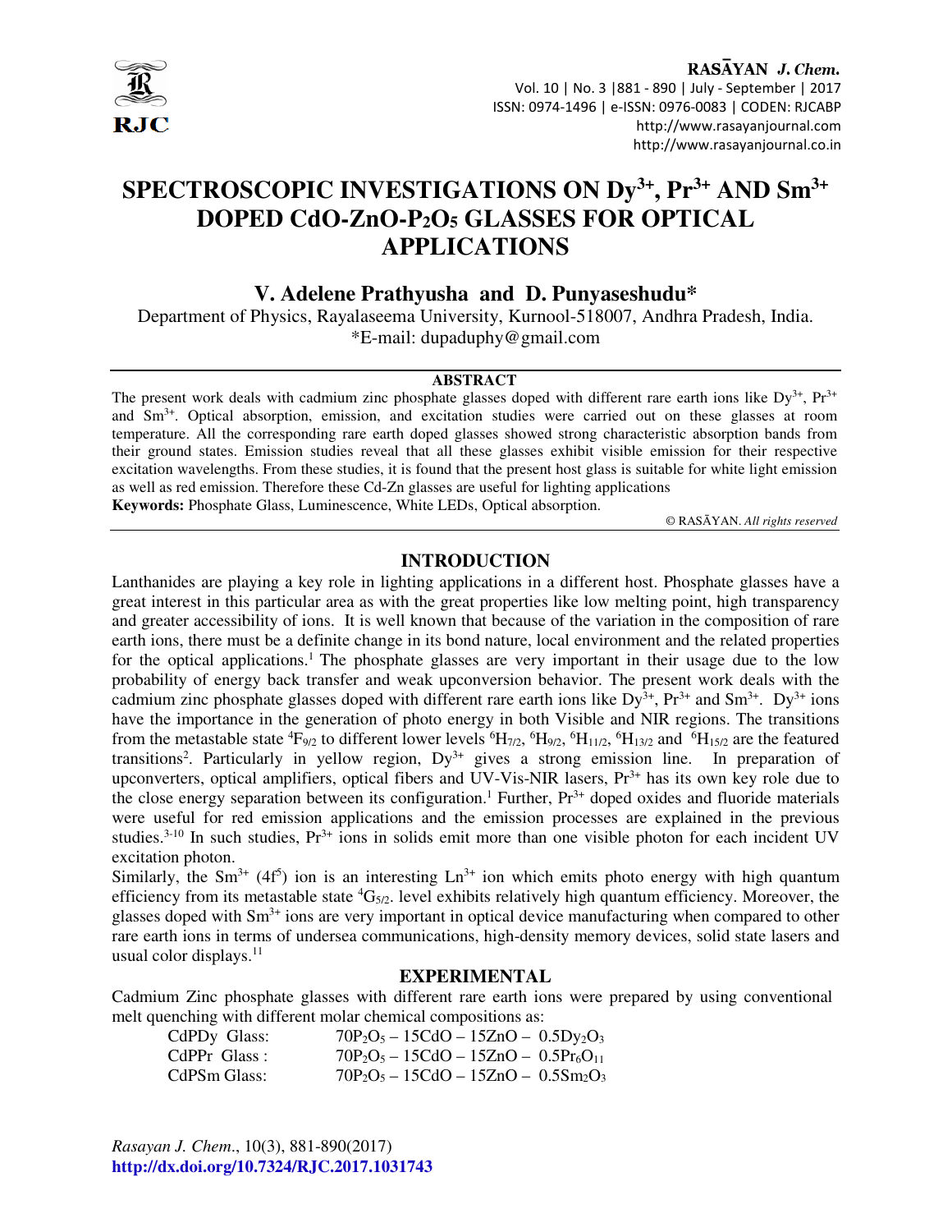# SPECTROSCOPIC INVESTIGATIONS ON $Dy^{3+}$, $Pr^{3+}$ AND $Sm^{3+}$ DOPED CdO-ZnO-$P_2O_5$ GLASSES FOR OPTICAL APPLICATIONS

**V. Adelene Prathyusha and D. Punyaseshudu***

Department of Physics, Rayalaseema University, Kurnool-518007, Andhra Pradesh, India.

*E-mail: dupaduphy@gmail.com

## ABSTRACT

The present work deals with cadmium zinc phosphate glasses doped with different rare earth ions like $Dy^{3+}$, $Pr^{3+}$ and $Sm^{3+}$. Optical absorption, emission, and excitation studies were carried out on these glasses at room temperature. All the corresponding rare earth doped glasses showed strong characteristic absorption bands from their ground states. Emission studies reveal that all these glasses exhibit visible emission for their respective excitation wavelengths. From these studies, it is found that the present host glass is suitable for white light emission as well as red emission. Therefore these Cd-Zn glasses are useful for lighting applications

**Keywords:** Phosphate Glass, Luminescence, White LEDs, Optical absorption.

© RASĀYAN. *All rights reserved*

## INTRODUCTION

Lanthanides are playing a key role in lighting applications in a different host. Phosphate glasses have a great interest in this particular area as with the great properties like low melting point, high transparency and greater accessibility of ions. It is well known that because of the variation in the composition of rare earth ions, there must be a definite change in its bond nature, local environment and the related properties for the optical applications.[1] The phosphate glasses are very important in their usage due to the low probability of energy back transfer and weak upconversion behavior. The present work deals with the cadmium zinc phosphate glasses doped with different rare earth ions like $Dy^{3+}$, $Pr^{3+}$ and $Sm^{3+}$. $Dy^{3+}$ ions have the importance in the generation of photo energy in both Visible and NIR regions. The transitions from the metastable state $^4F_{9/2}$ to different lower levels $^6H_{7/2}$, $^6H_{9/2}$, $^6H_{11/2}$, $^6H_{13/2}$ and $^6H_{15/2}$ are the featured transitions[2]. Particularly in yellow region, $Dy^{3+}$ gives a strong emission line. In preparation of upconverters, optical amplifiers, optical fibers and UV-Vis-NIR lasers, $Pr^{3+}$ has its own key role due to the close energy separation between its configuration.[1] Further, $Pr^{3+}$ doped oxides and fluoride materials were useful for red emission applications and the emission processes are explained in the previous studies.[3-10] In such studies, $Pr^{3+}$ ions in solids emit more than one visible photon for each incident UV excitation photon.

Similarly, the $Sm^{3+}$ ($4f^5$) ion is an interesting $Ln^{3+}$ ion which emits photo energy with high quantum efficiency from its metastable state $^4G_{5/2}$. level exhibits relatively high quantum efficiency. Moreover, the glasses doped with $Sm^{3+}$ ions are very important in optical device manufacturing when compared to other rare earth ions in terms of undersea communications, high-density memory devices, solid state lasers and usual color displays.[11]

## EXPERIMENTAL

Cadmium Zinc phosphate glasses with different rare earth ions were prepared by using conventional melt quenching with different molar chemical compositions as:

| | |
|---|---|
| CdPDy Glass: | $70P_2O_5 – 15CdO – 15ZnO – 0.5Dy_2O_3$ |
| CdPPr Glass : | $70P_2O_5 – 15CdO – 15ZnO – 0.5Pr_6O_{11}$ |
| CdPSm Glass: | $70P_2O_5 – 15CdO – 15ZnO – 0.5Sm_2O_3$ |

*Rasayan J. Chem.*, 10(3), 881-890(2017)

http://dx.doi.org/10.7324/RJC.2017.1031743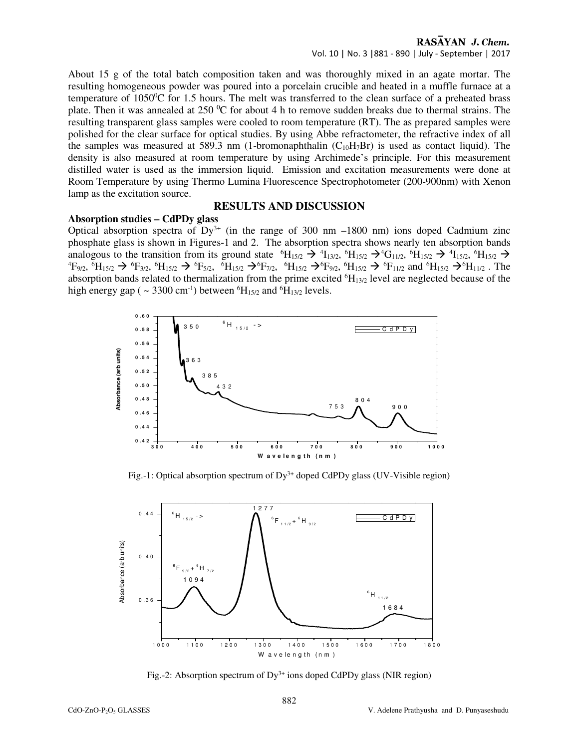About 15 g of the total batch composition taken and was thoroughly mixed in an agate mortar. The resulting homogeneous powder was poured into a porcelain crucible and heated in a muffle furnace at a temperature of $1050^0$C for 1.5 hours. The melt was transferred to the clean surface of a preheated brass plate. Then it was annealed at 250 $^0$C for about 4 h to remove sudden breaks due to thermal strains. The resulting transparent glass samples were cooled to room temperature (RT). The as prepared samples were polished for the clear surface for optical studies. By using Abbe refractometer, the refractive index of all the samples was measured at 589.3 nm (1-bromonaphthalin ($C_{10}H_7Br$) is used as contact liquid). The density is also measured at room temperature by using Archimede's principle. For this measurement distilled water is used as the immersion liquid. Emission and excitation measurements were done at Room Temperature by using Thermo Lumina Fluorescence Spectrophotometer (200-900nm) with Xenon lamp as the excitation source.

## RESULTS AND DISCUSSION

### Absorption studies – CdPDy glass

Optical absorption spectra of $Dy^{3+}$ (in the range of 300 nm –1800 nm) ions doped Cadmium zinc phosphate glass is shown in Figures-1 and 2. The absorption spectra shows nearly ten absorption bands analogous to the transition from its ground state $^6H_{15/2} \rightarrow {}^4I_{13/2}$, $^6H_{15/2} \rightarrow {}^4G_{11/2}$, $^6H_{15/2} \rightarrow {}^4I_{15/2}$, $^6H_{15/2} \rightarrow {}^4F_{9/2}$, $^6H_{15/2} \rightarrow {}^6F_{3/2}$, $^6H_{15/2} \rightarrow {}^6F_{5/2}$, $^6H_{15/2} \rightarrow {}^6F_{7/2}$, $^6H_{15/2} \rightarrow {}^6F_{9/2}$, $^6H_{15/2} \rightarrow {}^6F_{11/2}$ and $^6H_{15/2} \rightarrow {}^6H_{11/2}$ . The absorption bands related to thermalization from the prime excited $^6H_{13/2}$ level are neglected because of the high energy gap ( ~ 3300 cm$^{-1}$) between $^6H_{15/2}$ and $^6H_{13/2}$ levels.

Fig.-1: Optical absorption spectrum of $Dy^{3+}$ doped CdPDy glass (UV-Visible region)

Fig.-2: Absorption spectrum of $Dy^{3+}$ ions doped CdPDy glass (NIR region)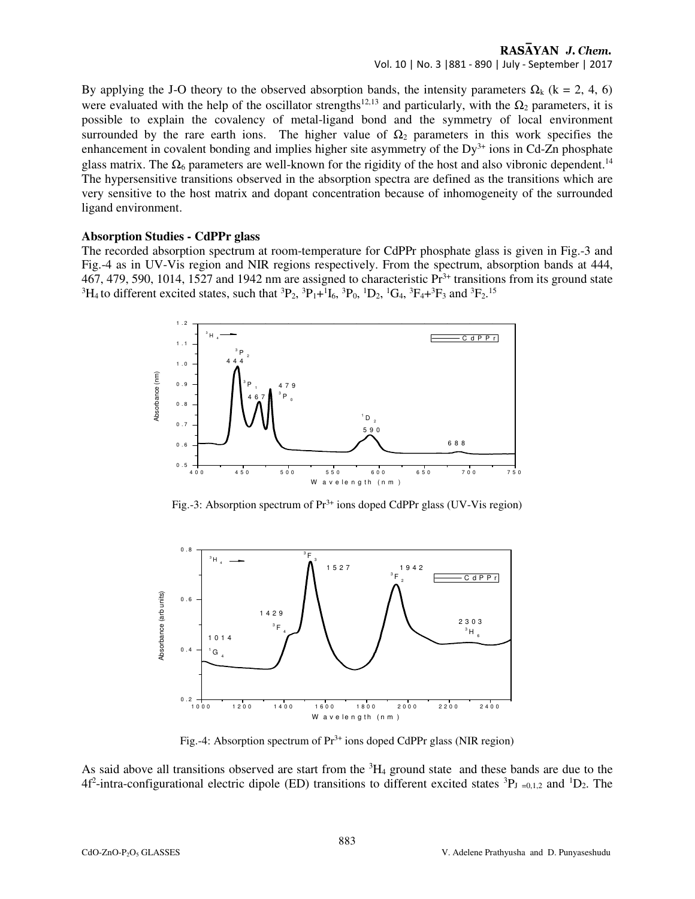By applying the J-O theory to the observed absorption bands, the intensity parameters $\Omega_k$ (k = 2, 4, 6) were evaluated with the help of the oscillator strengths[12,13] and particularly, with the $\Omega_2$ parameters, it is possible to explain the covalency of metal-ligand bond and the symmetry of local environment surrounded by the rare earth ions. The higher value of $\Omega_2$ parameters in this work specifies the enhancement in covalent bonding and implies higher site asymmetry of the $Dy^{3+}$ ions in Cd-Zn phosphate glass matrix. The $\Omega_6$ parameters are well-known for the rigidity of the host and also vibronic dependent.[14] The hypersensitive transitions observed in the absorption spectra are defined as the transitions which are very sensitive to the host matrix and dopant concentration because of inhomogeneity of the surrounded ligand environment.

**Absorption Studies - CdPPr glass**

The recorded absorption spectrum at room-temperature for CdPPr phosphate glass is given in Fig.-3 and Fig.-4 as in UV-Vis region and NIR regions respectively. From the spectrum, absorption bands at 444, 467, 479, 590, 1014, 1527 and 1942 nm are assigned to characteristic $Pr^{3+}$ transitions from its ground state $^3H_4$ to different excited states, such that $^3P_2$, $^3P_1$+$^1I_6$, $^3P_0$, $^1D_2$, $^1G_4$, $^3F_4$+$^3F_3$ and $^3F_2$.[15]

Fig.-3: Absorption spectrum of $Pr^{3+}$ ions doped CdPPr glass (UV-Vis region)

Fig.-4: Absorption spectrum of $Pr^{3+}$ ions doped CdPPr glass (NIR region)

As said above all transitions observed are start from the $^3H_4$ ground state and these bands are due to the $4f^2$-intra-configurational electric dipole (ED) transitions to different excited states $^3P_{J=0,1,2}$ and $^1D_2$. The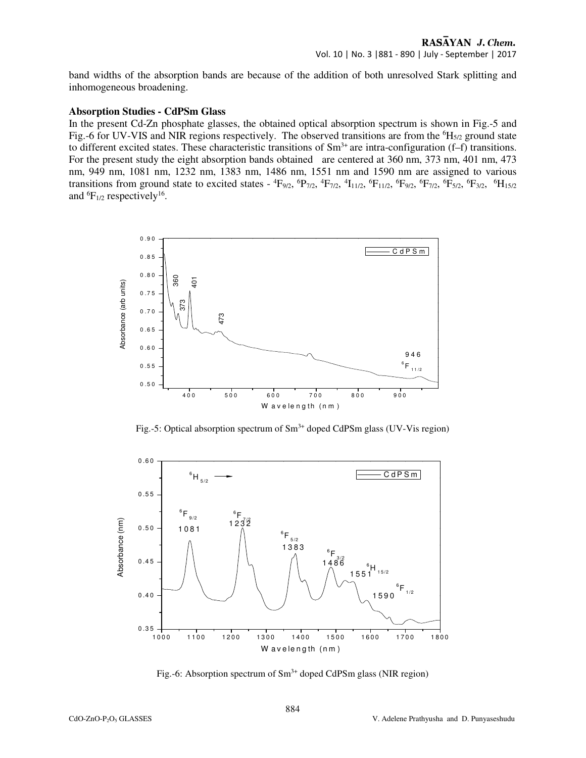band widths of the absorption bands are because of the addition of both unresolved Stark splitting and inhomogeneous broadening.

**Absorption Studies - CdPSm Glass**

In the present Cd-Zn phosphate glasses, the obtained optical absorption spectrum is shown in Fig.-5 and Fig.-6 for UV-VIS and NIR regions respectively. The observed transitions are from the $^6H_{5/2}$ ground state to different excited states. These characteristic transitions of $Sm^{3+}$ are intra-configuration (f–f) transitions. For the present study the eight absorption bands obtained are centered at 360 nm, 373 nm, 401 nm, 473 nm, 949 nm, 1081 nm, 1232 nm, 1383 nm, 1486 nm, 1551 nm and 1590 nm are assigned to various transitions from ground state to excited states - $^4F_{9/2}$, $^6P_{7/2}$, $^4F_{7/2}$, $^4I_{11/2}$, $^6F_{11/2}$, $^6F_{9/2}$, $^6F_{7/2}$, $^6F_{5/2}$, $^6F_{3/2}$, $^6H_{15/2}$ and $^6F_{1/2}$ respectively[16].

Fig.-5: Optical absorption spectrum of $Sm^{3+}$ doped CdPSm glass (UV-Vis region)

Fig.-6: Absorption spectrum of $Sm^{3+}$ doped CdPSm glass (NIR region)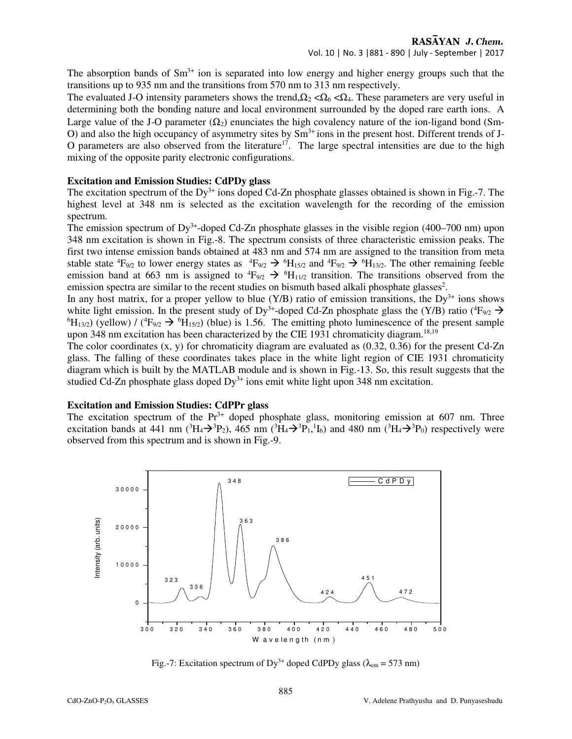The absorption bands of $Sm^{3+}$ ion is separated into low energy and higher energy groups such that the transitions up to 935 nm and the transitions from 570 nm to 313 nm respectively.

The evaluated J-O intensity parameters shows the trend, $\Omega_2 < \Omega_6 < \Omega_4$. These parameters are very useful in determining both the bonding nature and local environment surrounded by the doped rare earth ions. A Large value of the J-O parameter ($\Omega_2$) enunciates the high covalency nature of the ion-ligand bond (Sm-O) and also the high occupancy of asymmetry sites by $Sm^{3+}$ ions in the present host. Different trends of J-O parameters are also observed from the literature[17]. The large spectral intensities are due to the high mixing of the opposite parity electronic configurations.

**Excitation and Emission Studies: CdPDy glass**

The excitation spectrum of the $Dy^{3+}$ ions doped Cd-Zn phosphate glasses obtained is shown in Fig.-7. The highest level at 348 nm is selected as the excitation wavelength for the recording of the emission spectrum.

The emission spectrum of $Dy^{3+}$-doped Cd-Zn phosphate glasses in the visible region (400–700 nm) upon 348 nm excitation is shown in Fig.-8. The spectrum consists of three characteristic emission peaks. The first two intense emission bands obtained at 483 nm and 574 nm are assigned to the transition from meta stable state ${}^4F_{9/2}$ to lower energy states as ${}^4F_{9/2} \rightarrow {}^6H_{15/2}$ and ${}^4F_{9/2} \rightarrow {}^6H_{13/2}$. The other remaining feeble emission band at 663 nm is assigned to ${}^4F_{9/2} \rightarrow {}^6H_{11/2}$ transition. The transitions observed from the emission spectra are similar to the recent studies on bismuth based alkali phosphate glasses[2].

In any host matrix, for a proper yellow to blue (Y/B) ratio of emission transitions, the $Dy^{3+}$ ions shows white light emission. In the present study of $Dy^{3+}$-doped Cd-Zn phosphate glass the (Y/B) ratio (${}^4F_{9/2} \rightarrow {}^6H_{13/2}$) (yellow) / (${}^4F_{9/2} \rightarrow {}^6H_{15/2}$) (blue) is 1.56. The emitting photo luminescence of the present sample upon 348 nm excitation has been characterized by the CIE 1931 chromaticity diagram.[18,19]

The color coordinates (x, y) for chromaticity diagram are evaluated as (0.32, 0.36) for the present Cd-Zn glass. The falling of these coordinates takes place in the white light region of CIE 1931 chromaticity diagram which is built by the MATLAB module and is shown in Fig.-13. So, this result suggests that the studied Cd-Zn phosphate glass doped $Dy^{3+}$ ions emit white light upon 348 nm excitation.

**Excitation and Emission Studies: CdPPr glass**

The excitation spectrum of the $Pr^{3+}$ doped phosphate glass, monitoring emission at 607 nm. Three excitation bands at 441 nm (${}^3H_4 \rightarrow {}^3P_2$), 465 nm (${}^3H_4 \rightarrow {}^3P_1, {}^1I_6$) and 480 nm (${}^3H_4 \rightarrow {}^3P_0$) respectively were observed from this spectrum and is shown in Fig.-9.

Fig.-7: Excitation spectrum of $Dy^{3+}$ doped CdPDy glass ($\lambda_{em}$ = 573 nm)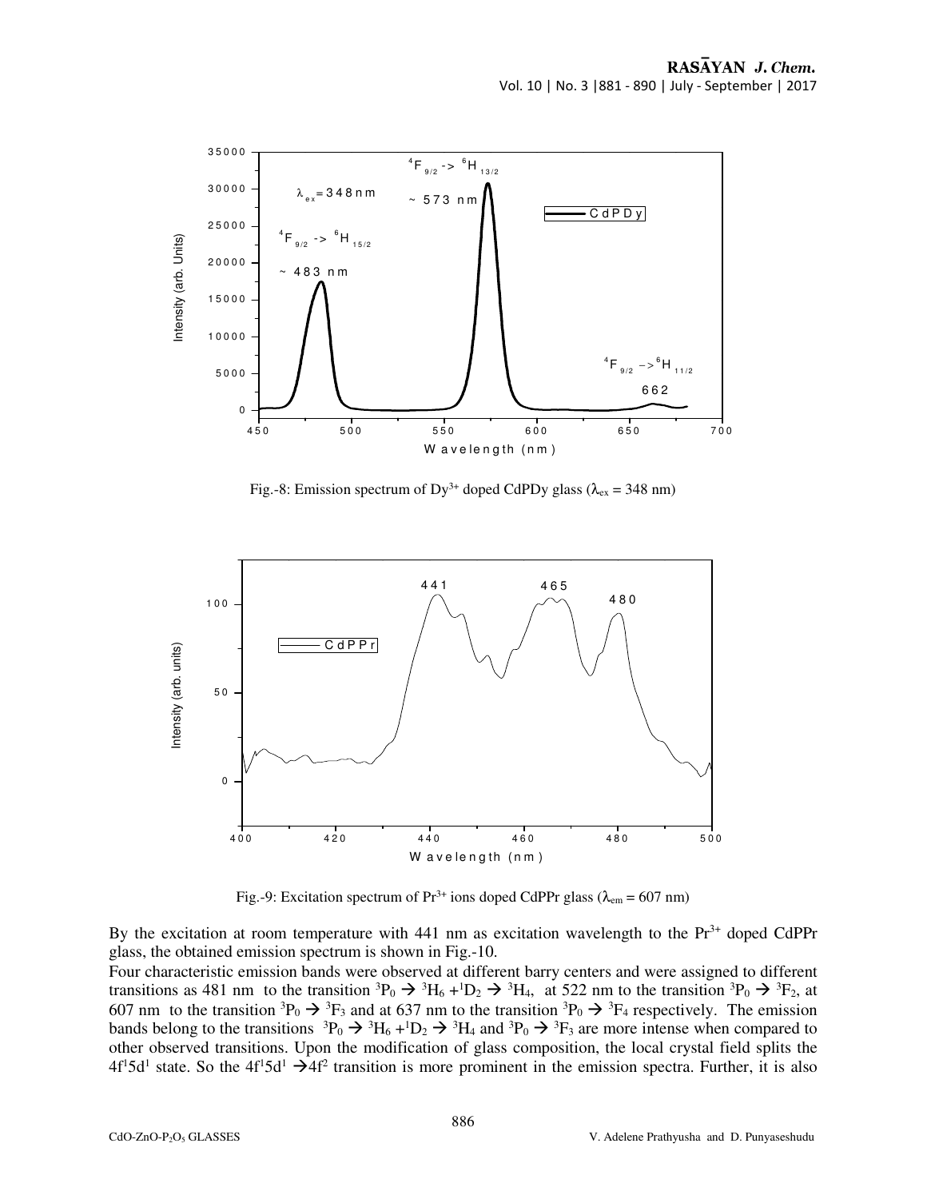Fig.-8: Emission spectrum of $Dy^{3+}$ doped CdPDy glass ($\lambda_{ex}$ = 348 nm)

Fig.-9: Excitation spectrum of $Pr^{3+}$ ions doped CdPPr glass ($\lambda_{em}$ = 607 nm)

By the excitation at room temperature with 441 nm as excitation wavelength to the $Pr^{3+}$ doped CdPPr glass, the obtained emission spectrum is shown in Fig.-10.

Four characteristic emission bands were observed at different barry centers and were assigned to different transitions as 481 nm to the transition $^3P_0 \rightarrow {}^3H_6 + {}^1D_2 \rightarrow {}^3H_4$, at 522 nm to the transition $^3P_0 \rightarrow {}^3F_2$, at 607 nm to the transition $^3P_0 \rightarrow {}^3F_3$ and at 637 nm to the transition $^3P_0 \rightarrow {}^3F_4$ respectively. The emission bands belong to the transitions $^3P_0 \rightarrow {}^3H_6 + {}^1D_2 \rightarrow {}^3H_4$ and $^3P_0 \rightarrow {}^3F_3$ are more intense when compared to other observed transitions. Upon the modification of glass composition, the local crystal field splits the $4f^15d^1$ state. So the $4f^15d^1 \rightarrow 4f^2$ transition is more prominent in the emission spectra. Further, it is also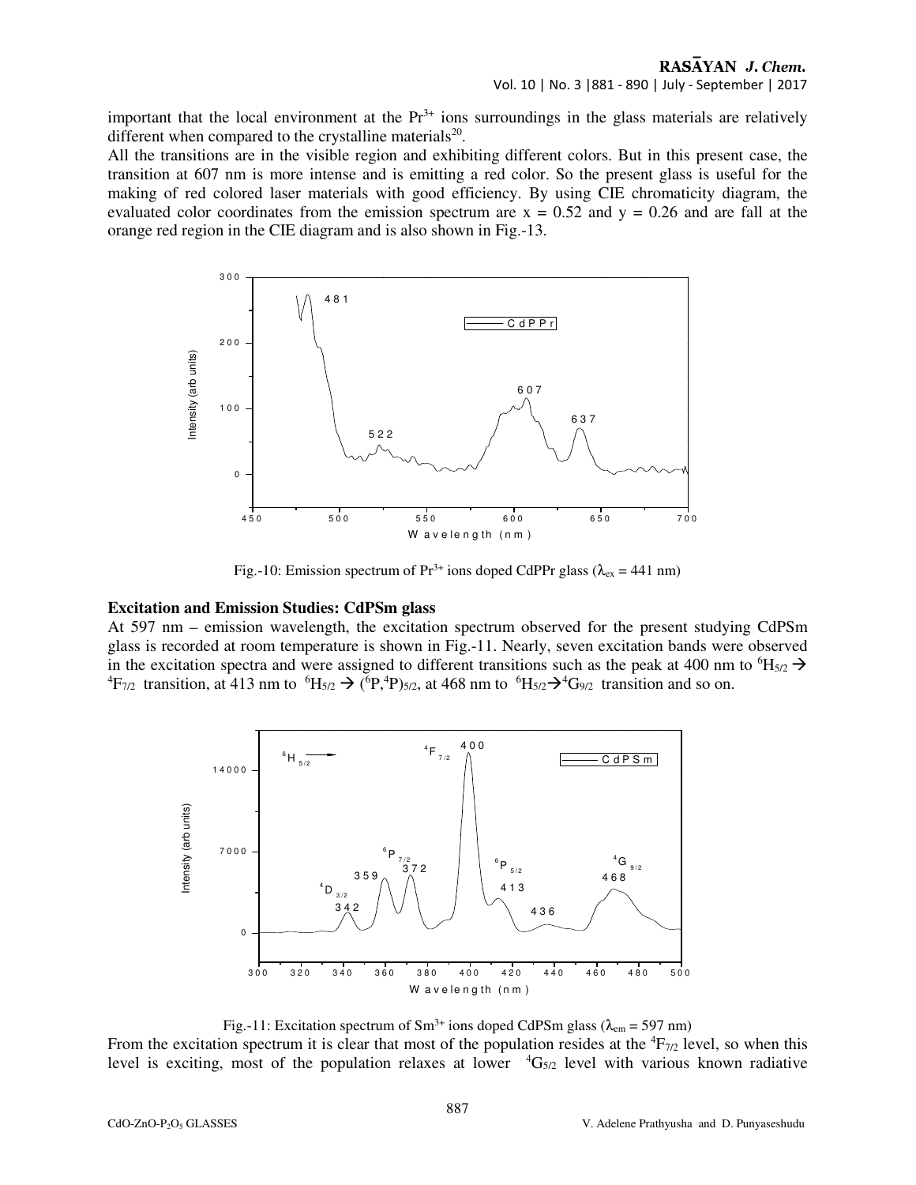important that the local environment at the $Pr^{3+}$ ions surroundings in the glass materials are relatively different when compared to the crystalline materials[20].

All the transitions are in the visible region and exhibiting different colors. But in this present case, the transition at 607 nm is more intense and is emitting a red color. So the present glass is useful for the making of red colored laser materials with good efficiency. By using CIE chromaticity diagram, the evaluated color coordinates from the emission spectrum are x = 0.52 and y = 0.26 and are fall at the orange red region in the CIE diagram and is also shown in Fig.-13.

Fig.-10: Emission spectrum of $Pr^{3+}$ ions doped CdPPr glass ($\lambda_{ex}$ = 441 nm)

### Excitation and Emission Studies: CdPSm glass

At 597 nm – emission wavelength, the excitation spectrum observed for the present studying CdPSm glass is recorded at room temperature is shown in Fig.-11. Nearly, seven excitation bands were observed in the excitation spectra and were assigned to different transitions such as the peak at 400 nm to $^6H_{5/2} \rightarrow {}^4F_{7/2}$ transition, at 413 nm to $^6H_{5/2} \rightarrow ({}^6P,{}^4P)_{5/2}$, at 468 nm to $^6H_{5/2} \rightarrow {}^4G_{9/2}$ transition and so on.

Fig.-11: Excitation spectrum of $Sm^{3+}$ ions doped CdPSm glass ($\lambda_{em}$ = 597 nm)

From the excitation spectrum it is clear that most of the population resides at the $^4F_{7/2}$ level, so when this level is exciting, most of the population relaxes at lower $^4G_{5/2}$ level with various known radiative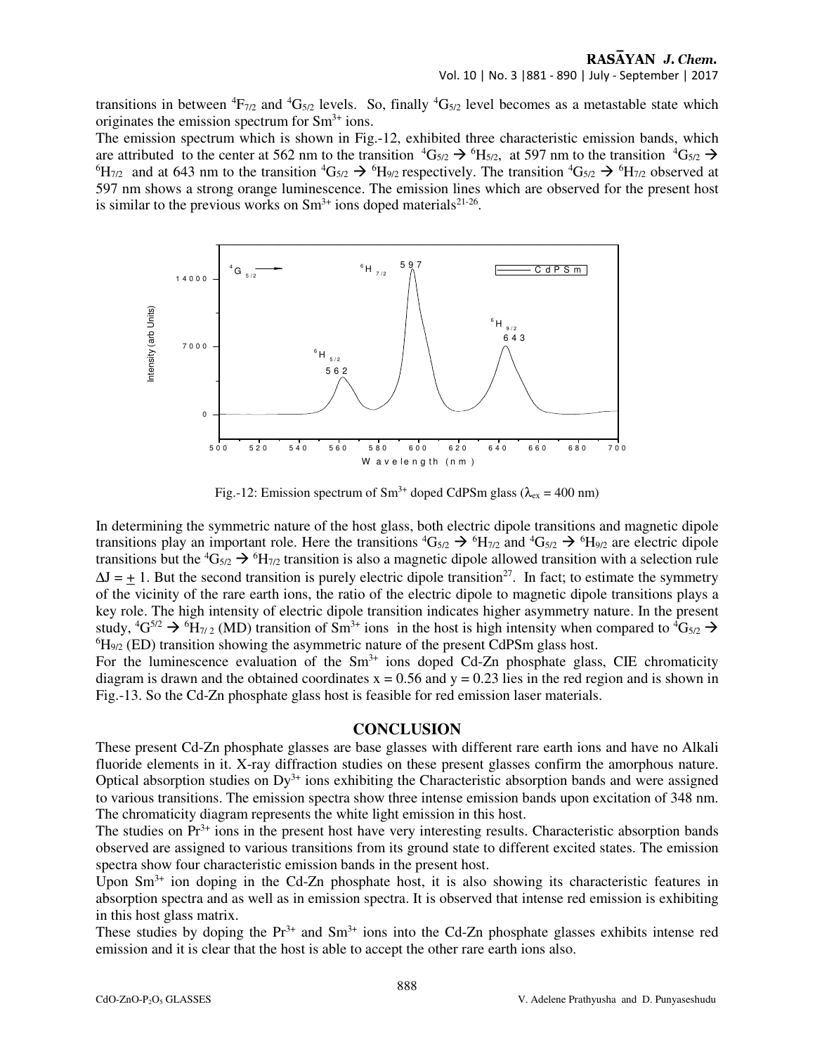transitions in between ${}^4F_{7/2}$ and ${}^4G_{5/2}$ levels. So, finally ${}^4G_{5/2}$ level becomes as a metastable state which originates the emission spectrum for $Sm^{3+}$ ions.

The emission spectrum which is shown in Fig.-12, exhibited three characteristic emission bands, which are attributed to the center at 562 nm to the transition ${}^4G_{5/2} \rightarrow {}^6H_{5/2}$, at 597 nm to the transition ${}^4G_{5/2} \rightarrow {}^6H_{7/2}$ and at 643 nm to the transition ${}^4G_{5/2} \rightarrow {}^6H_{9/2}$ respectively. The transition ${}^4G_{5/2} \rightarrow {}^6H_{7/2}$ observed at 597 nm shows a strong orange luminescence. The emission lines which are observed for the present host is similar to the previous works on $Sm^{3+}$ ions doped materials[21-26].

Fig.-12: Emission spectrum of $Sm^{3+}$ doped CdPSm glass ($\lambda_{ex}$ = 400 nm)

In determining the symmetric nature of the host glass, both electric dipole transitions and magnetic dipole transitions play an important role. Here the transitions ${}^4G_{5/2} \rightarrow {}^6H_{7/2}$ and ${}^4G_{5/2} \rightarrow {}^6H_{9/2}$ are electric dipole transitions but the ${}^4G_{5/2} \rightarrow {}^6H_{7/2}$ transition is also a magnetic dipole allowed transition with a selection rule $\Delta J = \pm 1$. But the second transition is purely electric dipole transition[27]. In fact; to estimate the symmetry of the vicinity of the rare earth ions, the ratio of the electric dipole to magnetic dipole transitions plays a key role. The high intensity of electric dipole transition indicates higher asymmetry nature. In the present study, ${}^4G^{5/2} \rightarrow {}^6H_{7/2}$ (MD) transition of $Sm^{3+}$ ions in the host is high intensity when compared to ${}^4G_{5/2} \rightarrow {}^6H_{9/2}$ (ED) transition showing the asymmetric nature of the present CdPSm glass host.

For the luminescence evaluation of the $Sm^{3+}$ ions doped Cd-Zn phosphate glass, CIE chromaticity diagram is drawn and the obtained coordinates $x = 0.56$ and $y = 0.23$ lies in the red region and is shown in Fig.-13. So the Cd-Zn phosphate glass host is feasible for red emission laser materials.

## CONCLUSION

These present Cd-Zn phosphate glasses are base glasses with different rare earth ions and have no Alkali fluoride elements in it. X-ray diffraction studies on these present glasses confirm the amorphous nature. Optical absorption studies on $Dy^{3+}$ ions exhibiting the Characteristic absorption bands and were assigned to various transitions. The emission spectra show three intense emission bands upon excitation of 348 nm. The chromaticity diagram represents the white light emission in this host.

The studies on $Pr^{3+}$ ions in the present host have very interesting results. Characteristic absorption bands observed are assigned to various transitions from its ground state to different excited states. The emission spectra show four characteristic emission bands in the present host.

Upon $Sm^{3+}$ ion doping in the Cd-Zn phosphate host, it is also showing its characteristic features in absorption spectra and as well as in emission spectra. It is observed that intense red emission is exhibiting in this host glass matrix.

These studies by doping the $Pr^{3+}$ and $Sm^{3+}$ ions into the Cd-Zn phosphate glasses exhibits intense red emission and it is clear that the host is able to accept the other rare earth ions also.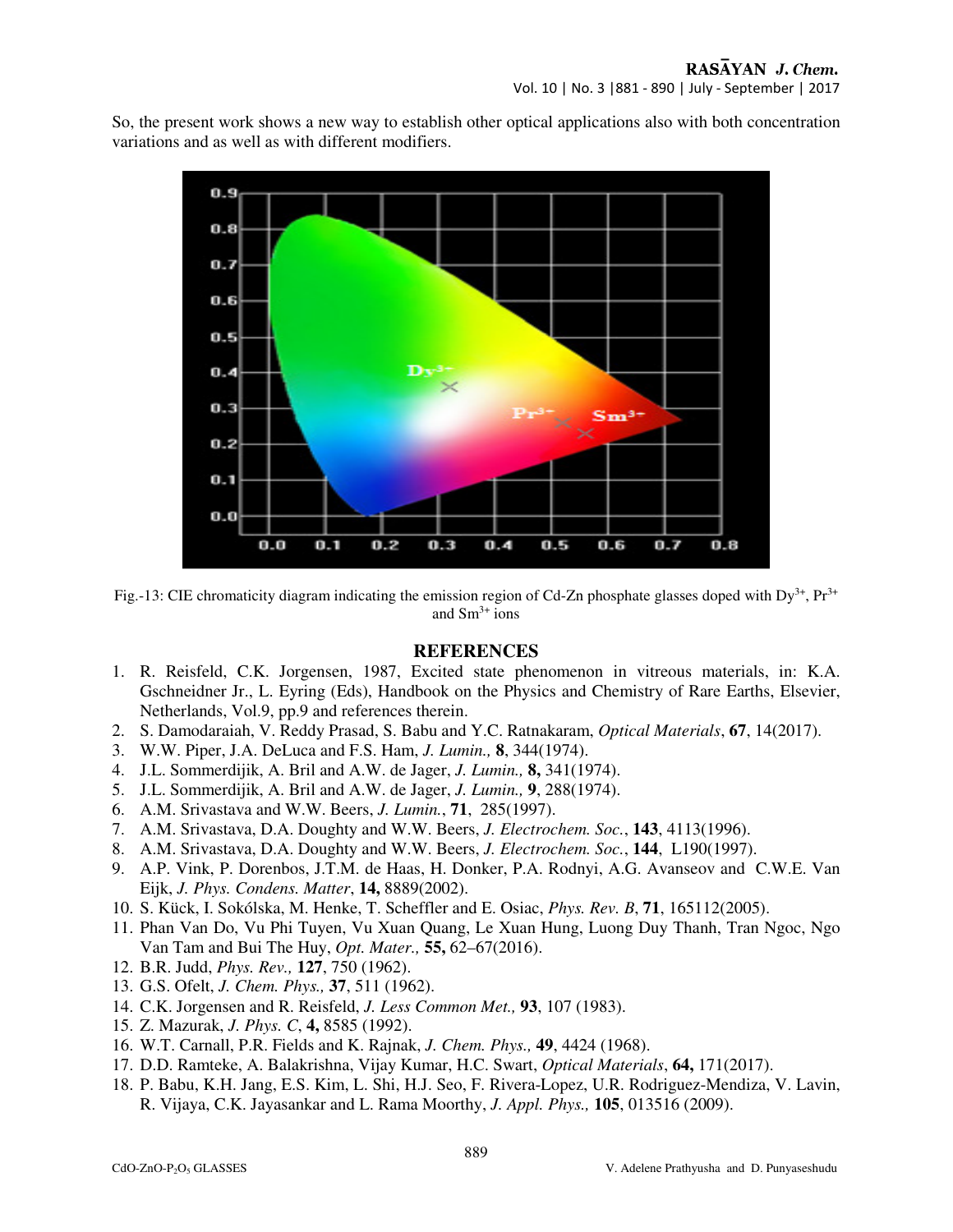So, the present work shows a new way to establish other optical applications also with both concentration variations and as well as with different modifiers.

Fig.-13: CIE chromaticity diagram indicating the emission region of Cd-Zn phosphate glasses doped with $Dy^{3+}$, $Pr^{3+}$ and $Sm^{3+}$ ions

## REFERENCES

1. R. Reisfeld, C.K. Jorgensen, 1987, Excited state phenomenon in vitreous materials, in: K.A. Gschneidner Jr., L. Eyring (Eds), Handbook on the Physics and Chemistry of Rare Earths, Elsevier, Netherlands, Vol.9, pp.9 and references therein.
2. S. Damodaraiah, V. Reddy Prasad, S. Babu and Y.C. Ratnakaram, *Optical Materials*, **67**, 14(2017).
3. W.W. Piper, J.A. DeLuca and F.S. Ham, *J. Lumin.,* **8**, 344(1974).
4. J.L. Sommerdijik, A. Bril and A.W. de Jager, *J. Lumin.,* **8,** 341(1974).
5. J.L. Sommerdijik, A. Bril and A.W. de Jager, *J. Lumin.,* **9**, 288(1974).
6. A.M. Srivastava and W.W. Beers, *J. Lumin.*, **71**, 285(1997).
7. A.M. Srivastava, D.A. Doughty and W.W. Beers, *J. Electrochem. Soc.*, **143**, 4113(1996).
8. A.M. Srivastava, D.A. Doughty and W.W. Beers, *J. Electrochem. Soc.*, **144**, L190(1997).
9. A.P. Vink, P. Dorenbos, J.T.M. de Haas, H. Donker, P.A. Rodnyi, A.G. Avanseov and C.W.E. Van Eijk, *J. Phys. Condens. Matter*, **14,** 8889(2002).
10. S. Kück, I. Sokólska, M. Henke, T. Scheffler and E. Osiac, *Phys. Rev. B*, **71**, 165112(2005).
11. Phan Van Do, Vu Phi Tuyen, Vu Xuan Quang, Le Xuan Hung, Luong Duy Thanh, Tran Ngoc, Ngo Van Tam and Bui The Huy, *Opt. Mater.,* **55,** 62–67(2016).
12. B.R. Judd, *Phys. Rev.,* **127**, 750 (1962).
13. G.S. Ofelt, *J. Chem. Phys.,* **37**, 511 (1962).
14. C.K. Jorgensen and R. Reisfeld, *J. Less Common Met.,* **93**, 107 (1983).
15. Z. Mazurak, *J. Phys. C*, **4,** 8585 (1992).
16. W.T. Carnall, P.R. Fields and K. Rajnak, *J. Chem. Phys.,* **49**, 4424 (1968).
17. D.D. Ramteke, A. Balakrishna, Vijay Kumar, H.C. Swart, *Optical Materials*, **64,** 171(2017).
18. P. Babu, K.H. Jang, E.S. Kim, L. Shi, H.J. Seo, F. Rivera-Lopez, U.R. Rodriguez-Mendiza, V. Lavin, R. Vijaya, C.K. Jayasankar and L. Rama Moorthy, *J. Appl. Phys.,* **105**, 013516 (2009).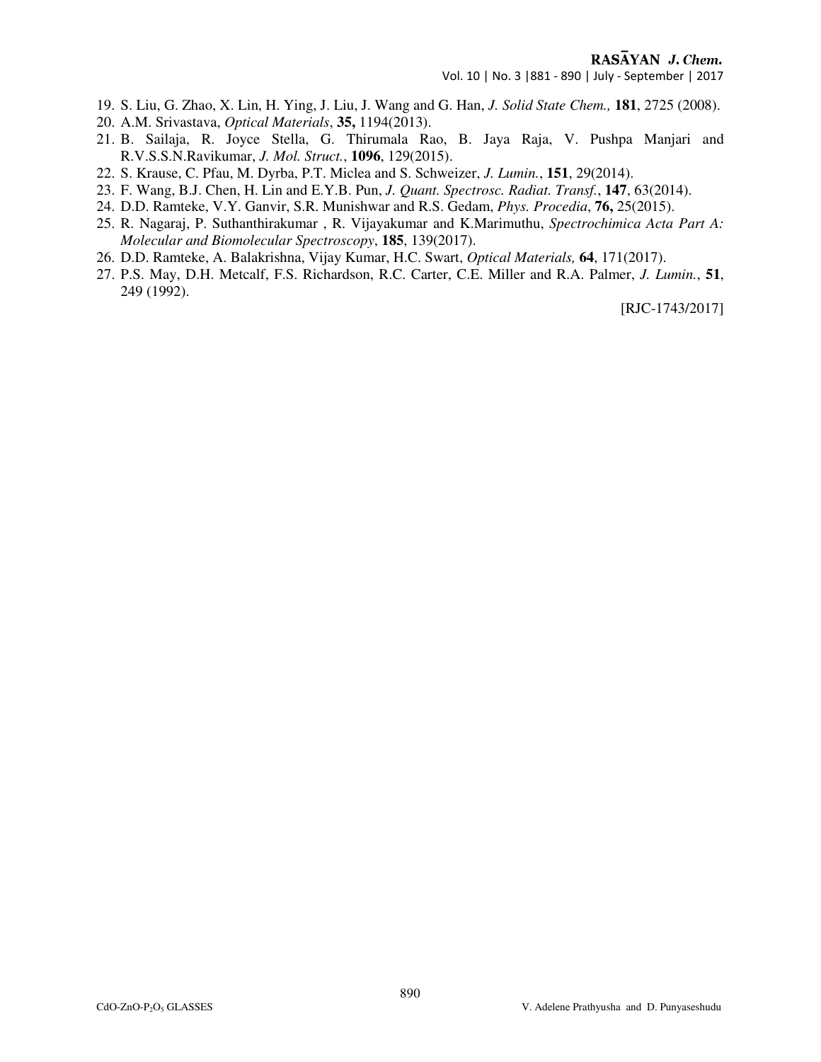19. S. Liu, G. Zhao, X. Lin, H. Ying, J. Liu, J. Wang and G. Han, *J. Solid State Chem.,* **181**, 2725 (2008).
20. A.M. Srivastava, *Optical Materials*, **35,** 1194(2013).
21. B. Sailaja, R. Joyce Stella, G. Thirumala Rao, B. Jaya Raja, V. Pushpa Manjari and R.V.S.S.N.Ravikumar, *J. Mol. Struct.*, **1096**, 129(2015).
22. S. Krause, C. Pfau, M. Dyrba, P.T. Miclea and S. Schweizer, *J. Lumin.*, **151**, 29(2014).
23. F. Wang, B.J. Chen, H. Lin and E.Y.B. Pun, *J. Quant. Spectrosc. Radiat. Transf.*, **147**, 63(2014).
24. D.D. Ramteke, V.Y. Ganvir, S.R. Munishwar and R.S. Gedam, *Phys. Procedia*, **76,** 25(2015).
25. R. Nagaraj, P. Suthanthirakumar , R. Vijayakumar and K.Marimuthu, *Spectrochimica Acta Part A: Molecular and Biomolecular Spectroscopy*, **185**, 139(2017).
26. D.D. Ramteke, A. Balakrishna, Vijay Kumar, H.C. Swart, *Optical Materials,* **64**, 171(2017).
27. P.S. May, D.H. Metcalf, F.S. Richardson, R.C. Carter, C.E. Miller and R.A. Palmer, *J. Lumin.*, **51**, 249 (1992).

[RJC-1743/2017]